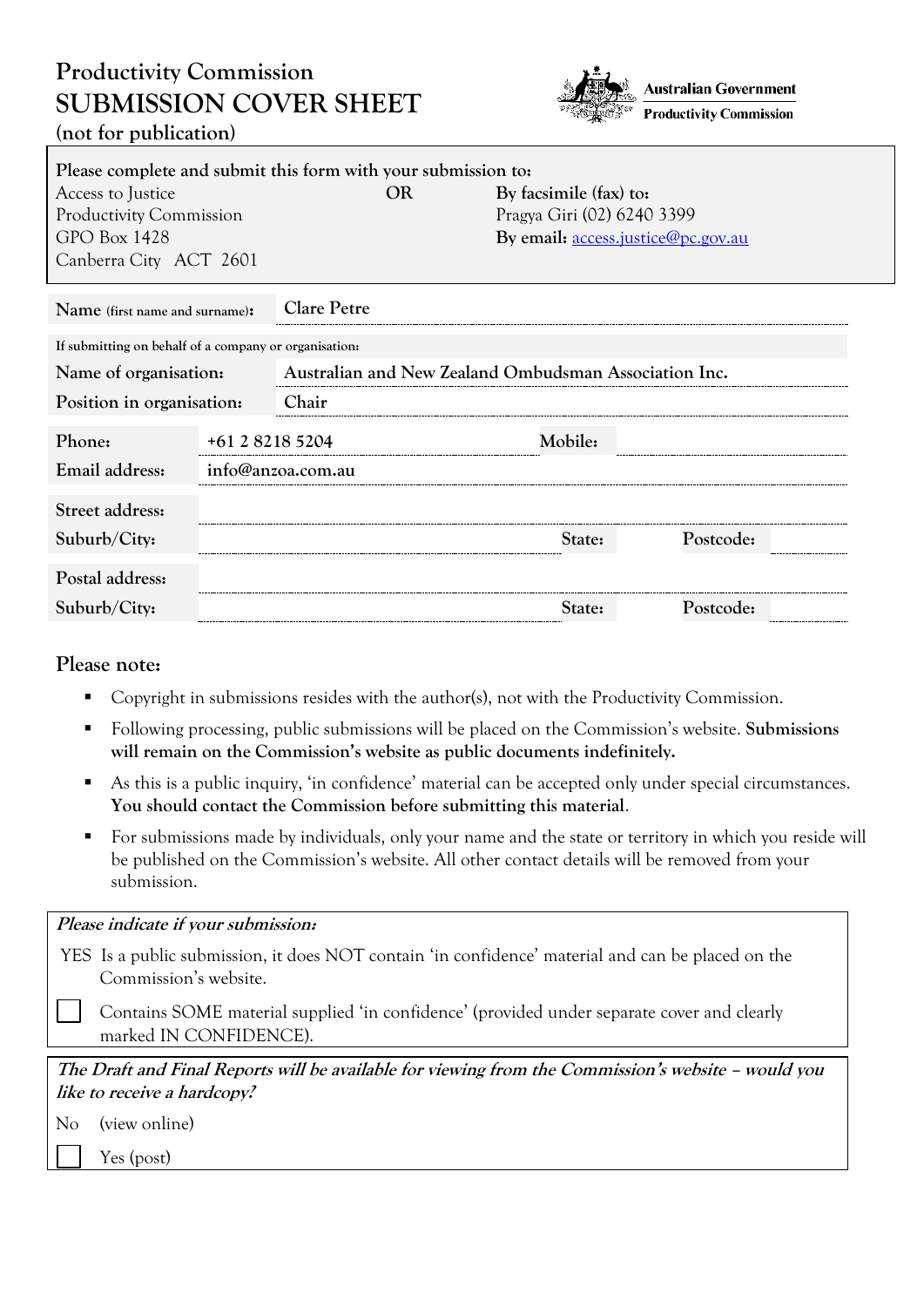# Productivity Commission SUBMISSION COVER SHEET

**(not for publication)**

Australian Government
Productivity Commission

**Please complete and submit this form with your submission to:**

Access to Justice
Productivity Commission
GPO Box 1428
Canberra City ACT 2601

**OR**

**By facsimile (fax) to:**
Pragya Giri (02) 6240 3399
**By email:** access.justice@pc.gov.au

| | |
|---|---|
| **Name** (first name and surname): | Clare Petre |
| If submitting on behalf of a company or organisation: | |
| **Name of organisation:** | Australian and New Zealand Ombudsman Association Inc. |
| **Position in organisation:** | Chair |

| | | | |
|---|---|---|---|
| **Phone:** | +61 2 8218 5204 | **Mobile:** | |
| **Email address:** | info@anzoa.com.au | | |
| **Street address:** | | | |
| **Suburb/City:** | | **State:** | **Postcode:** |
| **Postal address:** | | | |
| **Suburb/City:** | | **State:** | **Postcode:** |

## Please note:

- Copyright in submissions resides with the author(s), not with the Productivity Commission.
- Following processing, public submissions will be placed on the Commission's website. **Submissions will remain on the Commission's website as public documents indefinitely.**
- As this is a public inquiry, 'in confidence' material can be accepted only under special circumstances. **You should contact the Commission before submitting this material**.
- For submissions made by individuals, only your name and the state or territory in which you reside will be published on the Commission's website. All other contact details will be removed from your submission.

***Please indicate if your submission:***

YES Is a public submission, it does NOT contain 'in confidence' material and can be placed on the Commission's website.

☐ Contains SOME material supplied 'in confidence' (provided under separate cover and clearly marked IN CONFIDENCE).

***The Draft and Final Reports will be available for viewing from the Commission's website – would you like to receive a hardcopy?***

No (view online)

☐ Yes (post)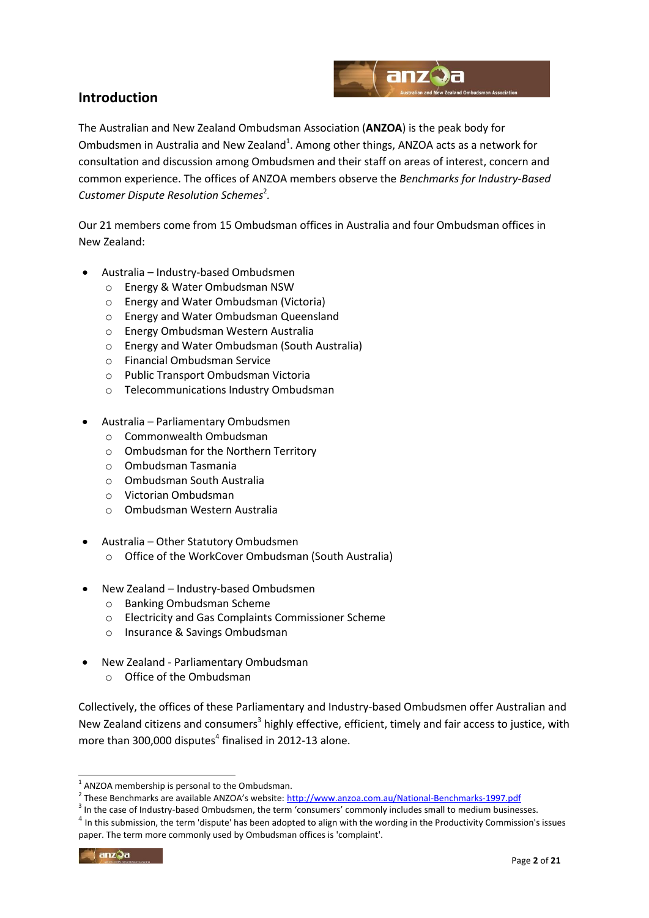## Introduction

The Australian and New Zealand Ombudsman Association (**ANZOA**) is the peak body for Ombudsmen in Australia and New Zealand[1]. Among other things, ANZOA acts as a network for consultation and discussion among Ombudsmen and their staff on areas of interest, concern and common experience. The offices of ANZOA members observe the *Benchmarks for Industry-Based Customer Dispute Resolution Schemes*[2].

Our 21 members come from 15 Ombudsman offices in Australia and four Ombudsman offices in New Zealand:

- Australia – Industry-based Ombudsmen
  - Energy & Water Ombudsman NSW
  - Energy and Water Ombudsman (Victoria)
  - Energy and Water Ombudsman Queensland
  - Energy Ombudsman Western Australia
  - Energy and Water Ombudsman (South Australia)
  - Financial Ombudsman Service
  - Public Transport Ombudsman Victoria
  - Telecommunications Industry Ombudsman

- Australia – Parliamentary Ombudsmen
  - Commonwealth Ombudsman
  - Ombudsman for the Northern Territory
  - Ombudsman Tasmania
  - Ombudsman South Australia
  - Victorian Ombudsman
  - Ombudsman Western Australia

- Australia – Other Statutory Ombudsmen
  - Office of the WorkCover Ombudsman (South Australia)

- New Zealand – Industry-based Ombudsmen
  - Banking Ombudsman Scheme
  - Electricity and Gas Complaints Commissioner Scheme
  - Insurance & Savings Ombudsman

- New Zealand - Parliamentary Ombudsman
  - Office of the Ombudsman

Collectively, the offices of these Parliamentary and Industry-based Ombudsmen offer Australian and New Zealand citizens and consumers[3] highly effective, efficient, timely and fair access to justice, with more than 300,000 disputes[4] finalised in 2012-13 alone.

---

[1] ANZOA membership is personal to the Ombudsman.

[2] These Benchmarks are available ANZOA's website: http://www.anzoa.com.au/National-Benchmarks-1997.pdf

[3] In the case of Industry-based Ombudsmen, the term 'consumers' commonly includes small to medium businesses.

[4] In this submission, the term 'dispute' has been adopted to align with the wording in the Productivity Commission's issues paper. The term more commonly used by Ombudsman offices is 'complaint'.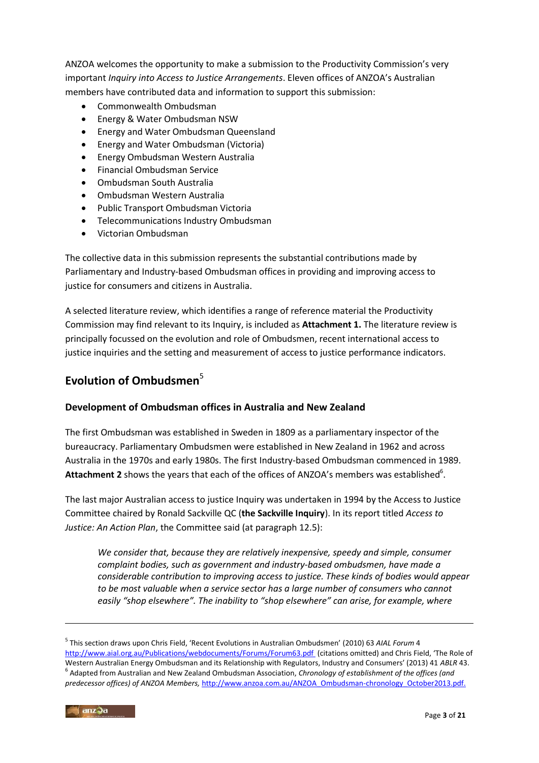ANZOA welcomes the opportunity to make a submission to the Productivity Commission's very important *Inquiry into Access to Justice Arrangements*. Eleven offices of ANZOA's Australian members have contributed data and information to support this submission:

- Commonwealth Ombudsman
- Energy & Water Ombudsman NSW
- Energy and Water Ombudsman Queensland
- Energy and Water Ombudsman (Victoria)
- Energy Ombudsman Western Australia
- Financial Ombudsman Service
- Ombudsman South Australia
- Ombudsman Western Australia
- Public Transport Ombudsman Victoria
- Telecommunications Industry Ombudsman
- Victorian Ombudsman

The collective data in this submission represents the substantial contributions made by Parliamentary and Industry-based Ombudsman offices in providing and improving access to justice for consumers and citizens in Australia.

A selected literature review, which identifies a range of reference material the Productivity Commission may find relevant to its Inquiry, is included as **Attachment 1.** The literature review is principally focussed on the evolution and role of Ombudsmen, recent international access to justice inquiries and the setting and measurement of access to justice performance indicators.

## Evolution of Ombudsmen[5]

### Development of Ombudsman offices in Australia and New Zealand

The first Ombudsman was established in Sweden in 1809 as a parliamentary inspector of the bureaucracy. Parliamentary Ombudsmen were established in New Zealand in 1962 and across Australia in the 1970s and early 1980s. The first Industry-based Ombudsman commenced in 1989. **Attachment 2** shows the years that each of the offices of ANZOA's members was established[6].

The last major Australian access to justice Inquiry was undertaken in 1994 by the Access to Justice Committee chaired by Ronald Sackville QC (**the Sackville Inquiry**). In its report titled *Access to Justice: An Action Plan*, the Committee said (at paragraph 12.5):

> *We consider that, because they are relatively inexpensive, speedy and simple, consumer complaint bodies, such as government and industry-based ombudsmen, have made a considerable contribution to improving access to justice. These kinds of bodies would appear to be most valuable when a service sector has a large number of consumers who cannot easily "shop elsewhere". The inability to "shop elsewhere" can arise, for example, where*

---

[5] This section draws upon Chris Field, 'Recent Evolutions in Australian Ombudsmen' (2010) 63 *AIAL Forum* 4 http://www.aial.org.au/Publications/webdocuments/Forums/Forum63.pdf (citations omitted) and Chris Field, 'The Role of Western Australian Energy Ombudsman and its Relationship with Regulators, Industry and Consumers' (2013) 41 *ABLR* 43.

[6] Adapted from Australian and New Zealand Ombudsman Association, *Chronology of establishment of the offices (and predecessor offices) of ANZOA Members,* http://www.anzoa.com.au/ANZOA_Ombudsman-chronology_October2013.pdf.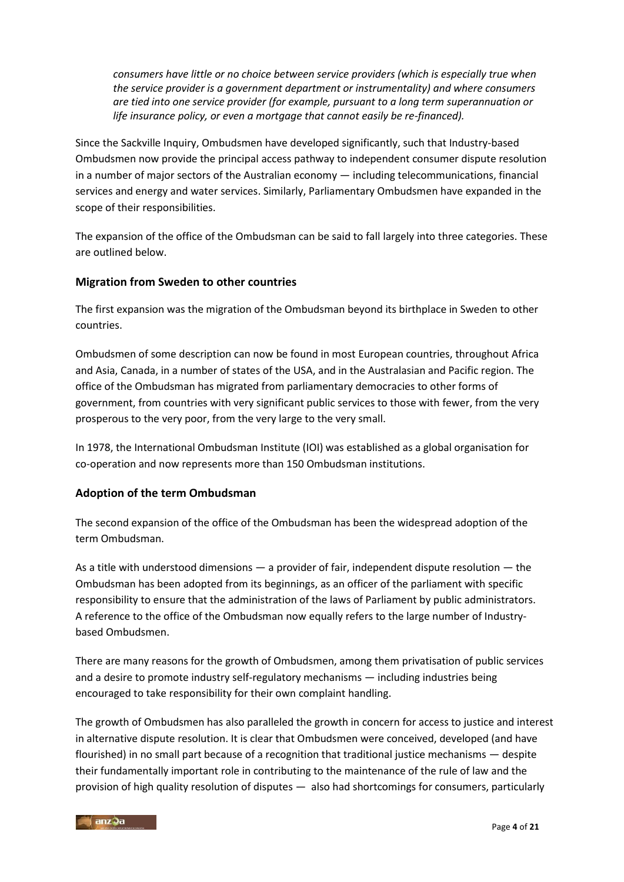*consumers have little or no choice between service providers (which is especially true when the service provider is a government department or instrumentality) and where consumers are tied into one service provider (for example, pursuant to a long term superannuation or life insurance policy, or even a mortgage that cannot easily be re-financed).*

Since the Sackville Inquiry, Ombudsmen have developed significantly, such that Industry-based Ombudsmen now provide the principal access pathway to independent consumer dispute resolution in a number of major sectors of the Australian economy — including telecommunications, financial services and energy and water services. Similarly, Parliamentary Ombudsmen have expanded in the scope of their responsibilities.

The expansion of the office of the Ombudsman can be said to fall largely into three categories. These are outlined below.

### Migration from Sweden to other countries

The first expansion was the migration of the Ombudsman beyond its birthplace in Sweden to other countries.

Ombudsmen of some description can now be found in most European countries, throughout Africa and Asia, Canada, in a number of states of the USA, and in the Australasian and Pacific region. The office of the Ombudsman has migrated from parliamentary democracies to other forms of government, from countries with very significant public services to those with fewer, from the very prosperous to the very poor, from the very large to the very small.

In 1978, the International Ombudsman Institute (IOI) was established as a global organisation for co-operation and now represents more than 150 Ombudsman institutions.

### Adoption of the term Ombudsman

The second expansion of the office of the Ombudsman has been the widespread adoption of the term Ombudsman.

As a title with understood dimensions — a provider of fair, independent dispute resolution — the Ombudsman has been adopted from its beginnings, as an officer of the parliament with specific responsibility to ensure that the administration of the laws of Parliament by public administrators. A reference to the office of the Ombudsman now equally refers to the large number of Industry-based Ombudsmen.

There are many reasons for the growth of Ombudsmen, among them privatisation of public services and a desire to promote industry self-regulatory mechanisms — including industries being encouraged to take responsibility for their own complaint handling.

The growth of Ombudsmen has also paralleled the growth in concern for access to justice and interest in alternative dispute resolution. It is clear that Ombudsmen were conceived, developed (and have flourished) in no small part because of a recognition that traditional justice mechanisms — despite their fundamentally important role in contributing to the maintenance of the rule of law and the provision of high quality resolution of disputes — also had shortcomings for consumers, particularly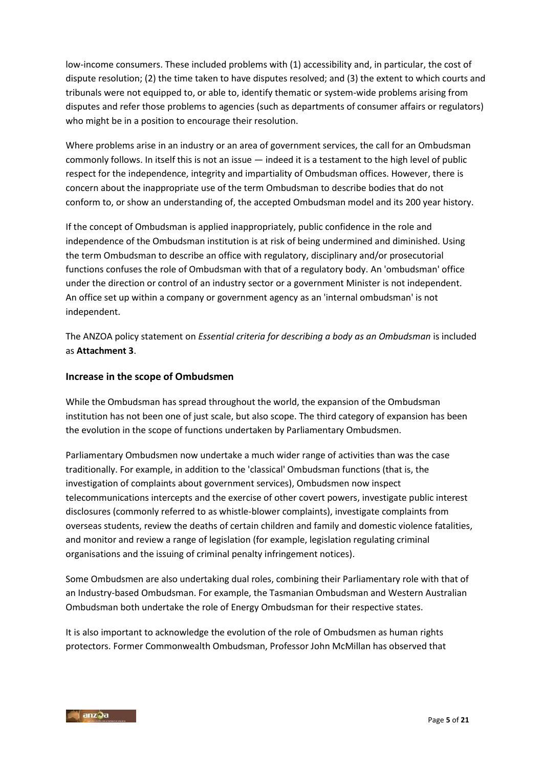low-income consumers. These included problems with (1) accessibility and, in particular, the cost of dispute resolution; (2) the time taken to have disputes resolved; and (3) the extent to which courts and tribunals were not equipped to, or able to, identify thematic or system-wide problems arising from disputes and refer those problems to agencies (such as departments of consumer affairs or regulators) who might be in a position to encourage their resolution.

Where problems arise in an industry or an area of government services, the call for an Ombudsman commonly follows. In itself this is not an issue — indeed it is a testament to the high level of public respect for the independence, integrity and impartiality of Ombudsman offices. However, there is concern about the inappropriate use of the term Ombudsman to describe bodies that do not conform to, or show an understanding of, the accepted Ombudsman model and its 200 year history.

If the concept of Ombudsman is applied inappropriately, public confidence in the role and independence of the Ombudsman institution is at risk of being undermined and diminished. Using the term Ombudsman to describe an office with regulatory, disciplinary and/or prosecutorial functions confuses the role of Ombudsman with that of a regulatory body. An 'ombudsman' office under the direction or control of an industry sector or a government Minister is not independent. An office set up within a company or government agency as an 'internal ombudsman' is not independent.

The ANZOA policy statement on *Essential criteria for describing a body as an Ombudsman* is included as **Attachment 3**.

### Increase in the scope of Ombudsmen

While the Ombudsman has spread throughout the world, the expansion of the Ombudsman institution has not been one of just scale, but also scope. The third category of expansion has been the evolution in the scope of functions undertaken by Parliamentary Ombudsmen.

Parliamentary Ombudsmen now undertake a much wider range of activities than was the case traditionally. For example, in addition to the 'classical' Ombudsman functions (that is, the investigation of complaints about government services), Ombudsmen now inspect telecommunications intercepts and the exercise of other covert powers, investigate public interest disclosures (commonly referred to as whistle-blower complaints), investigate complaints from overseas students, review the deaths of certain children and family and domestic violence fatalities, and monitor and review a range of legislation (for example, legislation regulating criminal organisations and the issuing of criminal penalty infringement notices).

Some Ombudsmen are also undertaking dual roles, combining their Parliamentary role with that of an Industry-based Ombudsman. For example, the Tasmanian Ombudsman and Western Australian Ombudsman both undertake the role of Energy Ombudsman for their respective states.

It is also important to acknowledge the evolution of the role of Ombudsmen as human rights protectors. Former Commonwealth Ombudsman, Professor John McMillan has observed that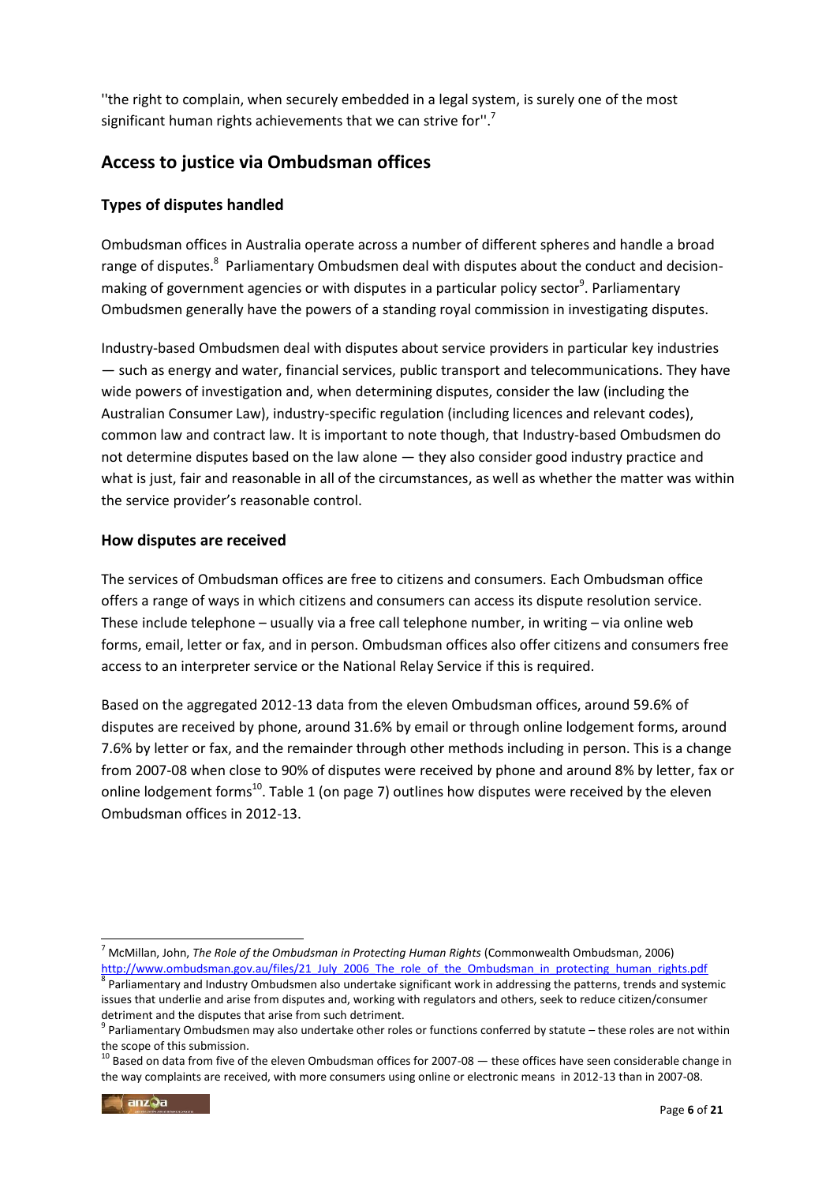''the right to complain, when securely embedded in a legal system, is surely one of the most significant human rights achievements that we can strive for''.[7]

## Access to justice via Ombudsman offices

### Types of disputes handled

Ombudsman offices in Australia operate across a number of different spheres and handle a broad range of disputes.[8] Parliamentary Ombudsmen deal with disputes about the conduct and decision-making of government agencies or with disputes in a particular policy sector[9]. Parliamentary Ombudsmen generally have the powers of a standing royal commission in investigating disputes.

Industry-based Ombudsmen deal with disputes about service providers in particular key industries — such as energy and water, financial services, public transport and telecommunications. They have wide powers of investigation and, when determining disputes, consider the law (including the Australian Consumer Law), industry-specific regulation (including licences and relevant codes), common law and contract law. It is important to note though, that Industry-based Ombudsmen do not determine disputes based on the law alone — they also consider good industry practice and what is just, fair and reasonable in all of the circumstances, as well as whether the matter was within the service provider's reasonable control.

### How disputes are received

The services of Ombudsman offices are free to citizens and consumers. Each Ombudsman office offers a range of ways in which citizens and consumers can access its dispute resolution service. These include telephone – usually via a free call telephone number, in writing – via online web forms, email, letter or fax, and in person. Ombudsman offices also offer citizens and consumers free access to an interpreter service or the National Relay Service if this is required.

Based on the aggregated 2012-13 data from the eleven Ombudsman offices, around 59.6% of disputes are received by phone, around 31.6% by email or through online lodgement forms, around 7.6% by letter or fax, and the remainder through other methods including in person. This is a change from 2007-08 when close to 90% of disputes were received by phone and around 8% by letter, fax or online lodgement forms[10]. Table 1 (on page 7) outlines how disputes were received by the eleven Ombudsman offices in 2012-13.

---

[7] McMillan, John, *The Role of the Ombudsman in Protecting Human Rights* (Commonwealth Ombudsman, 2006) http://www.ombudsman.gov.au/files/21_July_2006_The_role_of_the_Ombudsman_in_protecting_human_rights.pdf

[8] Parliamentary and Industry Ombudsmen also undertake significant work in addressing the patterns, trends and systemic issues that underlie and arise from disputes and, working with regulators and others, seek to reduce citizen/consumer detriment and the disputes that arise from such detriment.

[9] Parliamentary Ombudsmen may also undertake other roles or functions conferred by statute – these roles are not within the scope of this submission.

[10] Based on data from five of the eleven Ombudsman offices for 2007-08 — these offices have seen considerable change in the way complaints are received, with more consumers using online or electronic means in 2012-13 than in 2007-08.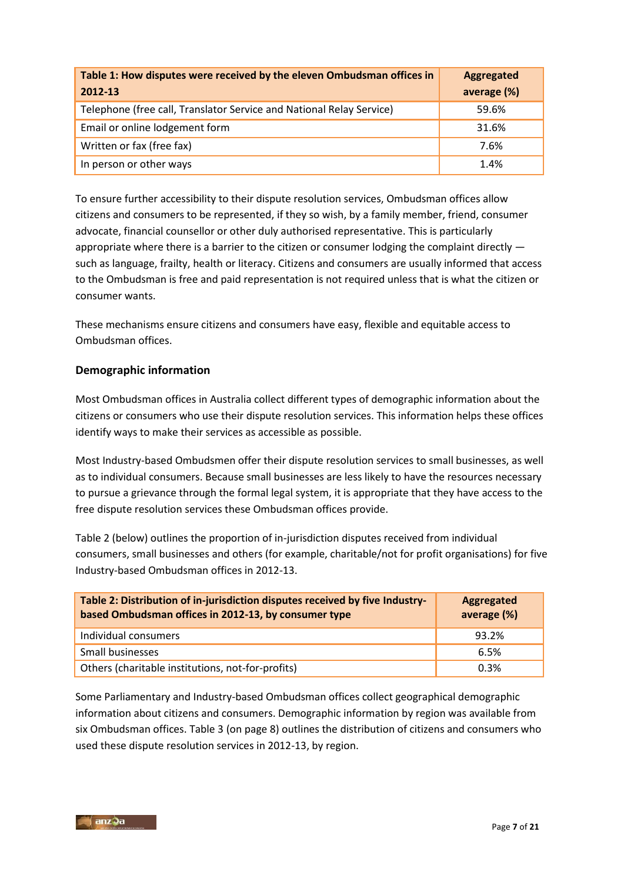| Table 1: How disputes were received by the eleven Ombudsman offices in 2012-13 | Aggregated average (%) |
|---|---|
| Telephone (free call, Translator Service and National Relay Service) | 59.6% |
| Email or online lodgement form | 31.6% |
| Written or fax (free fax) | 7.6% |
| In person or other ways | 1.4% |

To ensure further accessibility to their dispute resolution services, Ombudsman offices allow citizens and consumers to be represented, if they so wish, by a family member, friend, consumer advocate, financial counsellor or other duly authorised representative. This is particularly appropriate where there is a barrier to the citizen or consumer lodging the complaint directly — such as language, frailty, health or literacy. Citizens and consumers are usually informed that access to the Ombudsman is free and paid representation is not required unless that is what the citizen or consumer wants.

These mechanisms ensure citizens and consumers have easy, flexible and equitable access to Ombudsman offices.

### Demographic information

Most Ombudsman offices in Australia collect different types of demographic information about the citizens or consumers who use their dispute resolution services. This information helps these offices identify ways to make their services as accessible as possible.

Most Industry-based Ombudsmen offer their dispute resolution services to small businesses, as well as to individual consumers. Because small businesses are less likely to have the resources necessary to pursue a grievance through the formal legal system, it is appropriate that they have access to the free dispute resolution services these Ombudsman offices provide.

Table 2 (below) outlines the proportion of in-jurisdiction disputes received from individual consumers, small businesses and others (for example, charitable/not for profit organisations) for five Industry-based Ombudsman offices in 2012-13.

| Table 2: Distribution of in-jurisdiction disputes received by five Industry-based Ombudsman offices in 2012-13, by consumer type | Aggregated average (%) |
|---|---|
| Individual consumers | 93.2% |
| Small businesses | 6.5% |
| Others (charitable institutions, not-for-profits) | 0.3% |

Some Parliamentary and Industry-based Ombudsman offices collect geographical demographic information about citizens and consumers. Demographic information by region was available from six Ombudsman offices. Table 3 (on page 8) outlines the distribution of citizens and consumers who used these dispute resolution services in 2012-13, by region.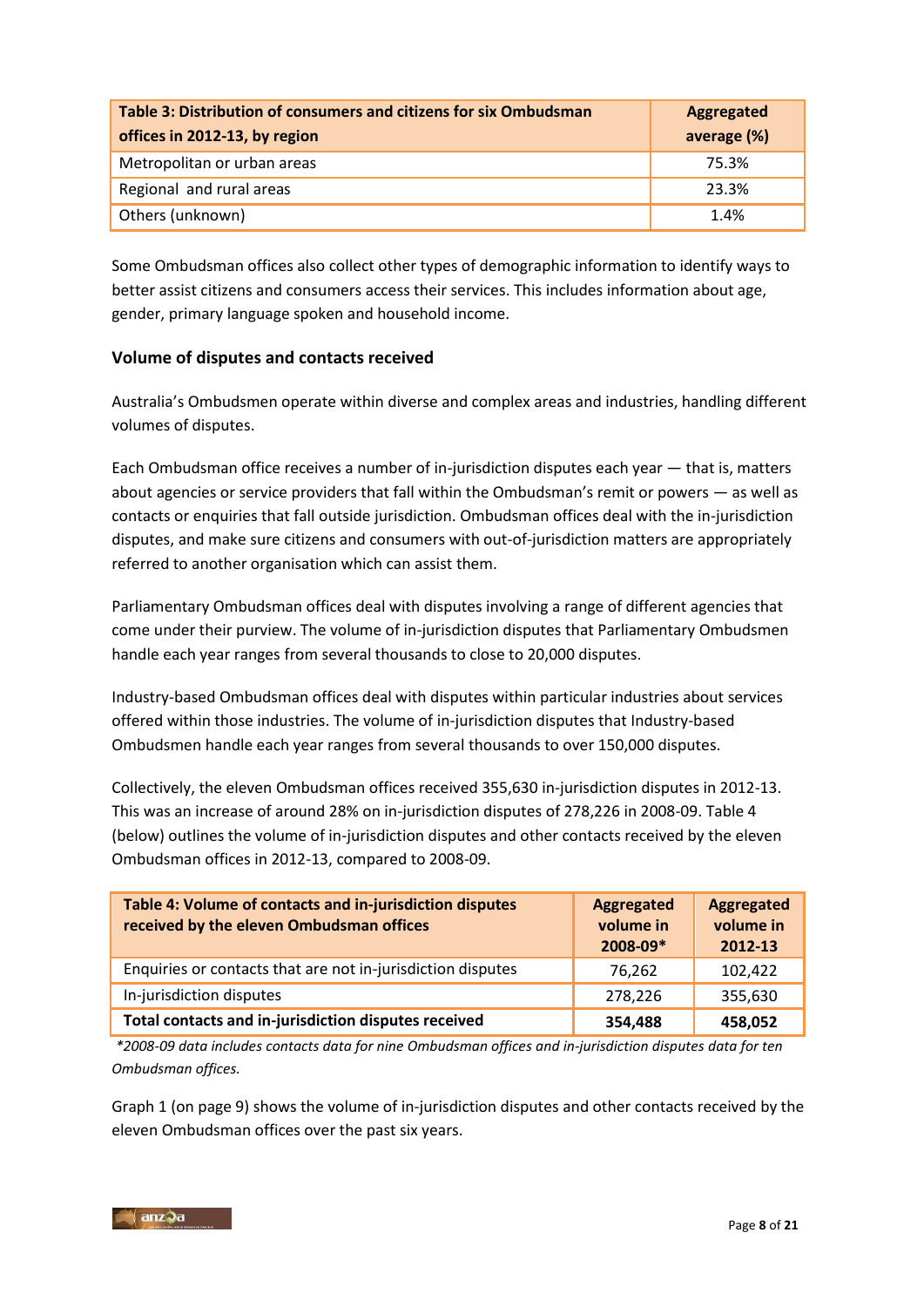| Table 3: Distribution of consumers and citizens for six Ombudsman offices in 2012-13, by region | Aggregated average (%) |
|---|---|
| Metropolitan or urban areas | 75.3% |
| Regional and rural areas | 23.3% |
| Others (unknown) | 1.4% |

Some Ombudsman offices also collect other types of demographic information to identify ways to better assist citizens and consumers access their services. This includes information about age, gender, primary language spoken and household income.

### Volume of disputes and contacts received

Australia's Ombudsmen operate within diverse and complex areas and industries, handling different volumes of disputes.

Each Ombudsman office receives a number of in-jurisdiction disputes each year — that is, matters about agencies or service providers that fall within the Ombudsman's remit or powers — as well as contacts or enquiries that fall outside jurisdiction. Ombudsman offices deal with the in-jurisdiction disputes, and make sure citizens and consumers with out-of-jurisdiction matters are appropriately referred to another organisation which can assist them.

Parliamentary Ombudsman offices deal with disputes involving a range of different agencies that come under their purview. The volume of in-jurisdiction disputes that Parliamentary Ombudsmen handle each year ranges from several thousands to close to 20,000 disputes.

Industry-based Ombudsman offices deal with disputes within particular industries about services offered within those industries. The volume of in-jurisdiction disputes that Industry-based Ombudsmen handle each year ranges from several thousands to over 150,000 disputes.

Collectively, the eleven Ombudsman offices received 355,630 in-jurisdiction disputes in 2012-13. This was an increase of around 28% on in-jurisdiction disputes of 278,226 in 2008-09. Table 4 (below) outlines the volume of in-jurisdiction disputes and other contacts received by the eleven Ombudsman offices in 2012-13, compared to 2008-09.

| Table 4: Volume of contacts and in-jurisdiction disputes received by the eleven Ombudsman offices | Aggregated volume in 2008-09* | Aggregated volume in 2012-13 |
|---|---|---|
| Enquiries or contacts that are not in-jurisdiction disputes | 76,262 | 102,422 |
| In-jurisdiction disputes | 278,226 | 355,630 |
| **Total contacts and in-jurisdiction disputes received** | **354,488** | **458,052** |

*\*2008-09 data includes contacts data for nine Ombudsman offices and in-jurisdiction disputes data for ten Ombudsman offices.*

Graph 1 (on page 9) shows the volume of in-jurisdiction disputes and other contacts received by the eleven Ombudsman offices over the past six years.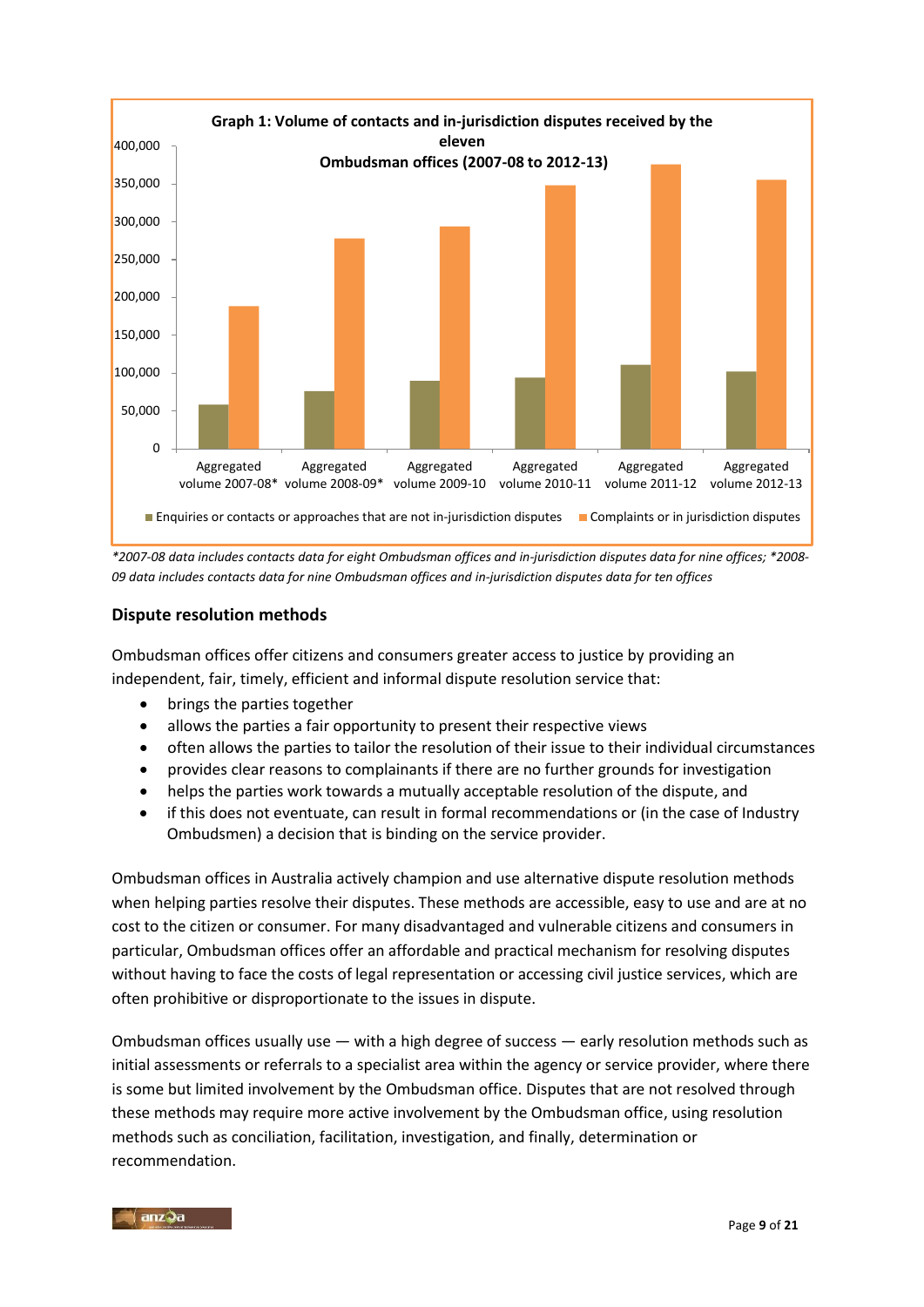**Graph 1: Volume of contacts and in-jurisdiction disputes received by the eleven Ombudsman offices (2007-08 to 2012-13)**

| | Enquiries or contacts or approaches that are not in-jurisdiction disputes | Complaints or in jurisdiction disputes |
|---|---|---|
| Aggregated volume 2007-08* | | |
| Aggregated volume 2008-09* | | |
| Aggregated volume 2009-10 | | |
| Aggregated volume 2010-11 | | |
| Aggregated volume 2011-12 | | |
| Aggregated volume 2012-13 | | |

*\*2007-08 data includes contacts data for eight Ombudsman offices and in-jurisdiction disputes data for nine offices; \*2008-09 data includes contacts data for nine Ombudsman offices and in-jurisdiction disputes data for ten offices*

## Dispute resolution methods

Ombudsman offices offer citizens and consumers greater access to justice by providing an independent, fair, timely, efficient and informal dispute resolution service that:

- brings the parties together
- allows the parties a fair opportunity to present their respective views
- often allows the parties to tailor the resolution of their issue to their individual circumstances
- provides clear reasons to complainants if there are no further grounds for investigation
- helps the parties work towards a mutually acceptable resolution of the dispute, and
- if this does not eventuate, can result in formal recommendations or (in the case of Industry Ombudsmen) a decision that is binding on the service provider.

Ombudsman offices in Australia actively champion and use alternative dispute resolution methods when helping parties resolve their disputes. These methods are accessible, easy to use and are at no cost to the citizen or consumer. For many disadvantaged and vulnerable citizens and consumers in particular, Ombudsman offices offer an affordable and practical mechanism for resolving disputes without having to face the costs of legal representation or accessing civil justice services, which are often prohibitive or disproportionate to the issues in dispute.

Ombudsman offices usually use — with a high degree of success — early resolution methods such as initial assessments or referrals to a specialist area within the agency or service provider, where there is some but limited involvement by the Ombudsman office. Disputes that are not resolved through these methods may require more active involvement by the Ombudsman office, using resolution methods such as conciliation, facilitation, investigation, and finally, determination or recommendation.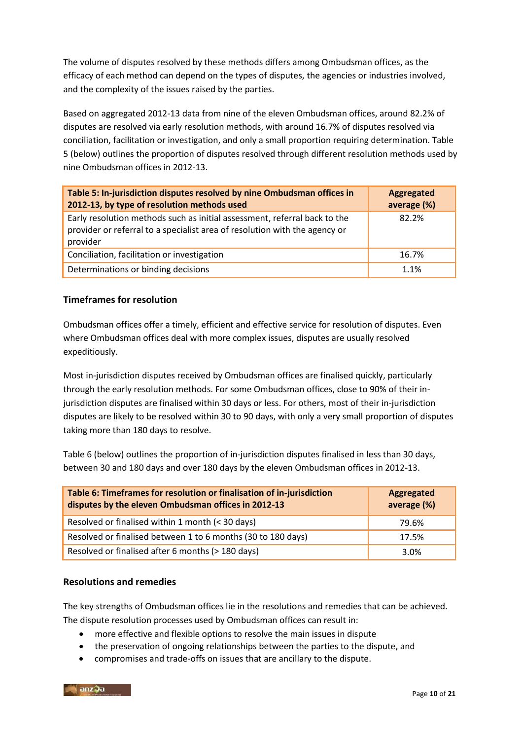The volume of disputes resolved by these methods differs among Ombudsman offices, as the efficacy of each method can depend on the types of disputes, the agencies or industries involved, and the complexity of the issues raised by the parties.

Based on aggregated 2012-13 data from nine of the eleven Ombudsman offices, around 82.2% of disputes are resolved via early resolution methods, with around 16.7% of disputes resolved via conciliation, facilitation or investigation, and only a small proportion requiring determination. Table 5 (below) outlines the proportion of disputes resolved through different resolution methods used by nine Ombudsman offices in 2012-13.

| **Table 5: In-jurisdiction disputes resolved by nine Ombudsman offices in 2012-13, by type of resolution methods used** | **Aggregated average (%)** |
|---|---|
| Early resolution methods such as initial assessment, referral back to the provider or referral to a specialist area of resolution with the agency or provider | 82.2% |
| Conciliation, facilitation or investigation | 16.7% |
| Determinations or binding decisions | 1.1% |

## Timeframes for resolution

Ombudsman offices offer a timely, efficient and effective service for resolution of disputes. Even where Ombudsman offices deal with more complex issues, disputes are usually resolved expeditiously.

Most in-jurisdiction disputes received by Ombudsman offices are finalised quickly, particularly through the early resolution methods. For some Ombudsman offices, close to 90% of their in-jurisdiction disputes are finalised within 30 days or less. For others, most of their in-jurisdiction disputes are likely to be resolved within 30 to 90 days, with only a very small proportion of disputes taking more than 180 days to resolve.

Table 6 (below) outlines the proportion of in-jurisdiction disputes finalised in less than 30 days, between 30 and 180 days and over 180 days by the eleven Ombudsman offices in 2012-13.

| **Table 6: Timeframes for resolution or finalisation of in-jurisdiction disputes by the eleven Ombudsman offices in 2012-13** | **Aggregated average (%)** |
|---|---|
| Resolved or finalised within 1 month (< 30 days) | 79.6% |
| Resolved or finalised between 1 to 6 months (30 to 180 days) | 17.5% |
| Resolved or finalised after 6 months (> 180 days) | 3.0% |

## Resolutions and remedies

The key strengths of Ombudsman offices lie in the resolutions and remedies that can be achieved. The dispute resolution processes used by Ombudsman offices can result in:

- more effective and flexible options to resolve the main issues in dispute
- the preservation of ongoing relationships between the parties to the dispute, and
- compromises and trade-offs on issues that ancillary to the dispute.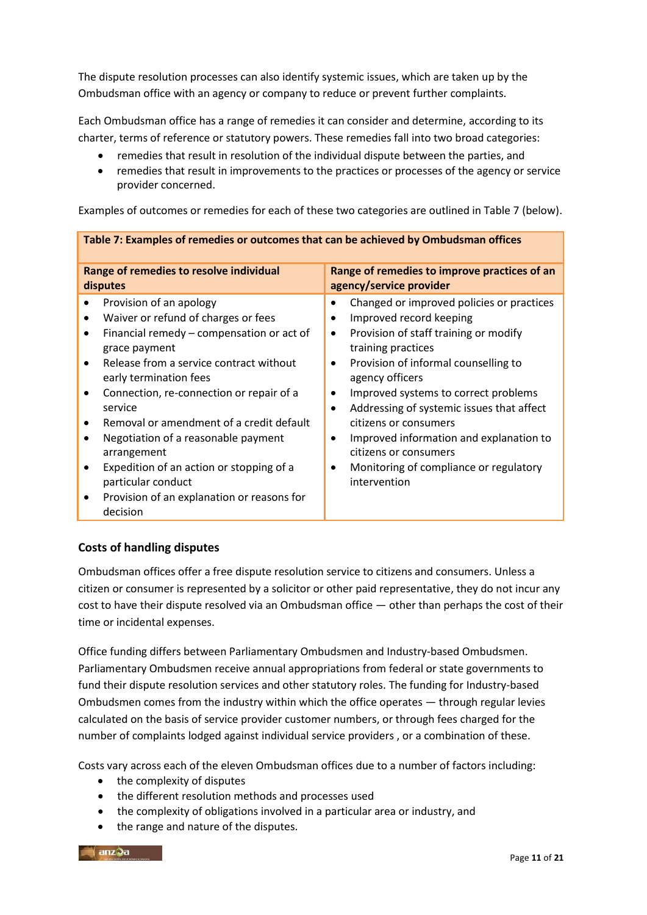The dispute resolution processes can also identify systemic issues, which are taken up by the Ombudsman office with an agency or company to reduce or prevent further complaints.

Each Ombudsman office has a range of remedies it can consider and determine, according to its charter, terms of reference or statutory powers. These remedies fall into two broad categories:

- remedies that result in resolution of the individual dispute between the parties, and
- remedies that result in improvements to the practices or processes of the agency or service provider concerned.

Examples of outcomes or remedies for each of these two categories are outlined in Table 7 (below).

**Table 7: Examples of remedies or outcomes that can be achieved by Ombudsman offices**

| Range of remedies to resolve individual disputes | Range of remedies to improve practices of an agency/service provider |
|---|---|
| • Provision of an apology<br>• Waiver or refund of charges or fees<br>• Financial remedy – compensation or act of grace payment<br>• Release from a service contract without early termination fees<br>• Connection, re-connection or repair of a service<br>• Removal or amendment of a credit default<br>• Negotiation of a reasonable payment arrangement<br>• Expedition of an action or stopping of a particular conduct<br>• Provision of an explanation or reasons for decision | • Changed or improved policies or practices<br>• Improved record keeping<br>• Provision of staff training or modify training practices<br>• Provision of informal counselling to agency officers<br>• Improved systems to correct problems<br>• Addressing of systemic issues that affect citizens or consumers<br>• Improved information and explanation to citizens or consumers<br>• Monitoring of compliance or regulatory intervention |

### Costs of handling disputes

Ombudsman offices offer a free dispute resolution service to citizens and consumers. Unless a citizen or consumer is represented by a solicitor or other paid representative, they do not incur any cost to have their dispute resolved via an Ombudsman office — other than perhaps the cost of their time or incidental expenses.

Office funding differs between Parliamentary Ombudsmen and Industry-based Ombudsmen. Parliamentary Ombudsmen receive annual appropriations from federal or state governments to fund their dispute resolution services and other statutory roles. The funding for Industry-based Ombudsmen comes from the industry within which the office operates — through regular levies calculated on the basis of service provider customer numbers, or through fees charged for the number of complaints lodged against individual service providers , or a combination of these.

Costs vary across each of the eleven Ombudsman offices due to a number of factors including:

- the complexity of disputes
- the different resolution methods and processes used
- the complexity of obligations involved in a particular area or industry, and
- the range and nature of the disputes.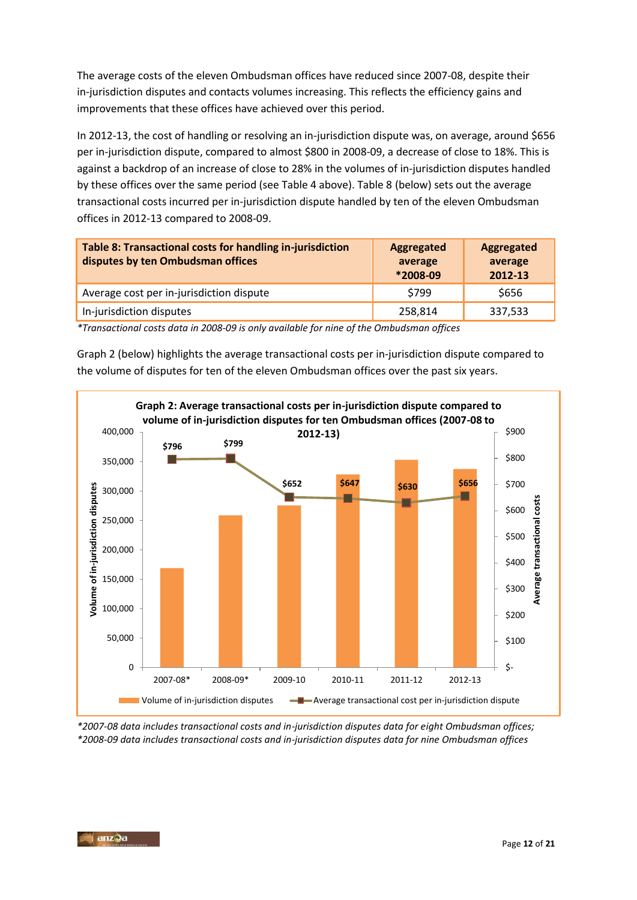The average costs of the eleven Ombudsman offices have reduced since 2007-08, despite their in-jurisdiction disputes and contacts volumes increasing. This reflects the efficiency gains and improvements that these offices have achieved over this period.

In 2012-13, the cost of handling or resolving an in-jurisdiction dispute was, on average, around $656 per in-jurisdiction dispute, compared to almost $800 in 2008-09, a decrease of close to 18%. This is against a backdrop of an increase of close to 28% in the volumes of in-jurisdiction disputes handled by these offices over the same period (see Table 4 above). Table 8 (below) sets out the average transactional costs incurred per in-jurisdiction dispute handled by ten of the eleven Ombudsman offices in 2012-13 compared to 2008-09.

| **Table 8: Transactional costs for handling in-jurisdiction disputes by ten Ombudsman offices** | **Aggregated average *2008-09** | **Aggregated average 2012-13** |
|---|---|---|
| Average cost per in-jurisdiction dispute | $799 | $656 |
| In-jurisdiction disputes | 258,814 | 337,533 |

*\*Transactional costs data in 2008-09 is only available for nine of the Ombudsman offices*

Graph 2 (below) highlights the average transactional costs per in-jurisdiction dispute compared to the volume of disputes for ten of the eleven Ombudsman offices over the past six years.

**Graph 2: Average transactional costs per in-jurisdiction dispute compared to volume of in-jurisdiction disputes for ten Ombudsman offices (2007-08 to 2012-13)**

| Year | Average transactional cost per in-jurisdiction dispute |
|---|---|
| 2007-08* | $796 |
| 2008-09* | $799 |
| 2009-10 | $652 |
| 2010-11 | $647 |
| 2011-12 | $630 |
| 2012-13 | $656 |

*\*2007-08 data includes transactional costs and in-jurisdiction disputes data for eight Ombudsman offices;*
*\*2008-09 data includes transactional costs and in-jurisdiction disputes data for nine Ombudsman offices*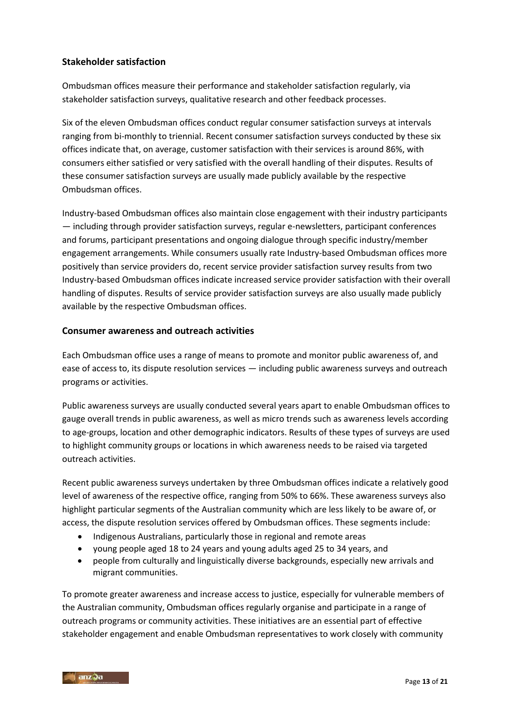### Stakeholder satisfaction

Ombudsman offices measure their performance and stakeholder satisfaction regularly, via stakeholder satisfaction surveys, qualitative research and other feedback processes.

Six of the eleven Ombudsman offices conduct regular consumer satisfaction surveys at intervals ranging from bi-monthly to triennial. Recent consumer satisfaction surveys conducted by these six offices indicate that, on average, customer satisfaction with their services is around 86%, with consumers either satisfied or very satisfied with the overall handling of their disputes. Results of these consumer satisfaction surveys are usually made publicly available by the respective Ombudsman offices.

Industry-based Ombudsman offices also maintain close engagement with their industry participants — including through provider satisfaction surveys, regular e-newsletters, participant conferences and forums, participant presentations and ongoing dialogue through specific industry/member engagement arrangements. While consumers usually rate Industry-based Ombudsman offices more positively than service providers do, recent service provider satisfaction survey results from two Industry-based Ombudsman offices indicate increased service provider satisfaction with their overall handling of disputes. Results of service provider satisfaction surveys are also usually made publicly available by the respective Ombudsman offices.

### Consumer awareness and outreach activities

Each Ombudsman office uses a range of means to promote and monitor public awareness of, and ease of access to, its dispute resolution services — including public awareness surveys and outreach programs or activities.

Public awareness surveys are usually conducted several years apart to enable Ombudsman offices to gauge overall trends in public awareness, as well as micro trends such as awareness levels according to age-groups, location and other demographic indicators. Results of these types of surveys are used to highlight community groups or locations in which awareness needs to be raised via targeted outreach activities.

Recent public awareness surveys undertaken by three Ombudsman offices indicate a relatively good level of awareness of the respective office, ranging from 50% to 66%. These awareness surveys also highlight particular segments of the Australian community which are less likely to be aware of, or access, the dispute resolution services offered by Ombudsman offices. These segments include:

- Indigenous Australians, particularly those in regional and remote areas
- young people aged 18 to 24 years and young adults aged 25 to 34 years, and
- people from culturally and linguistically diverse backgrounds, especially new arrivals and migrant communities.

To promote greater awareness and increase access to justice, especially for vulnerable members of the Australian community, Ombudsman offices regularly organise and participate in a range of outreach programs or community activities. These initiatives are an essential part of effective stakeholder engagement and enable Ombudsman representatives to work closely with community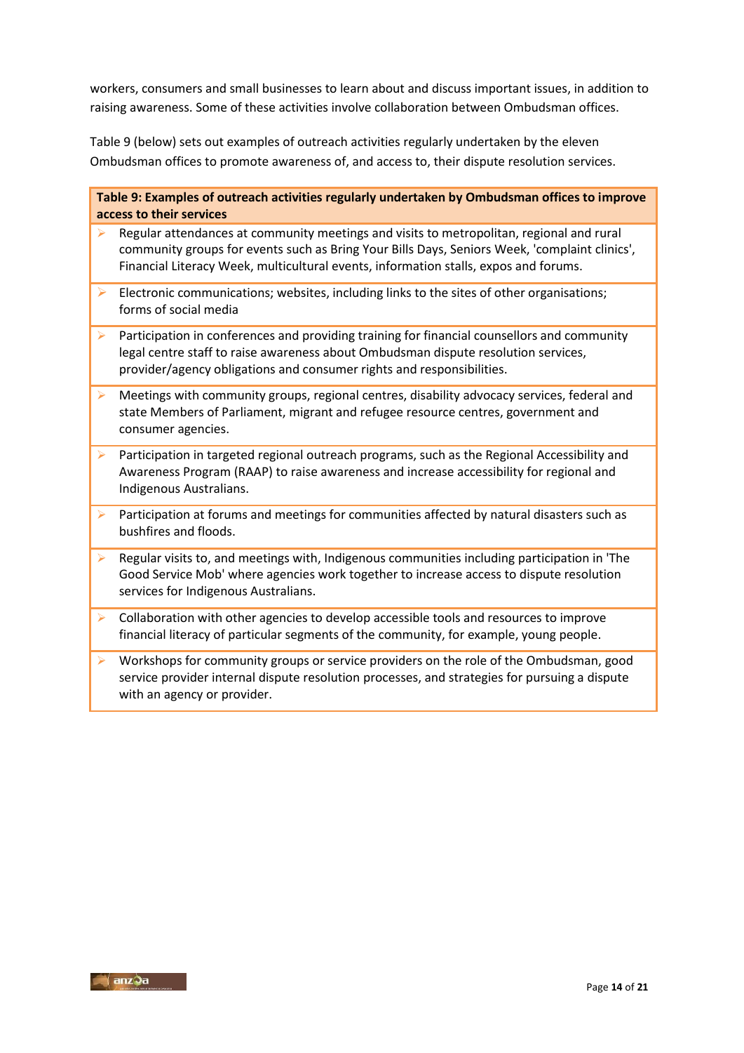workers, consumers and small businesses to learn about and discuss important issues, in addition to raising awareness. Some of these activities involve collaboration between Ombudsman offices.

Table 9 (below) sets out examples of outreach activities regularly undertaken by the eleven Ombudsman offices to promote awareness of, and access to, their dispute resolution services.

| **Table 9: Examples of outreach activities regularly undertaken by Ombudsman offices to improve access to their services** |
| --- |
| ➢ Regular attendances at community meetings and visits to metropolitan, regional and rural community groups for events such as Bring Your Bills Days, Seniors Week, 'complaint clinics', Financial Literacy Week, multicultural events, information stalls, expos and forums. |
| ➢ Electronic communications; websites, including links to the sites of other organisations; forms of social media |
| ➢ Participation in conferences and providing training for financial counsellors and community legal centre staff to raise awareness about Ombudsman dispute resolution services, provider/agency obligations and consumer rights and responsibilities. |
| ➢ Meetings with community groups, regional centres, disability advocacy services, federal and state Members of Parliament, migrant and refugee resource centres, government and consumer agencies. |
| ➢ Participation in targeted regional outreach programs, such as the Regional Accessibility and Awareness Program (RAAP) to raise awareness and increase accessibility for regional and Indigenous Australians. |
| ➢ Participation at forums and meetings for communities affected by natural disasters such as bushfires and floods. |
| ➢ Regular visits to, and meetings with, Indigenous communities including participation in 'The Good Service Mob' where agencies work together to increase access to dispute resolution services for Indigenous Australians. |
| ➢ Collaboration with other agencies to develop accessible tools and resources to improve financial literacy of particular segments of the community, for example, young people. |
| ➢ Workshops for community groups or service providers on the role of the Ombudsman, good service provider internal dispute resolution processes, and strategies for pursuing a dispute with an agency or provider. |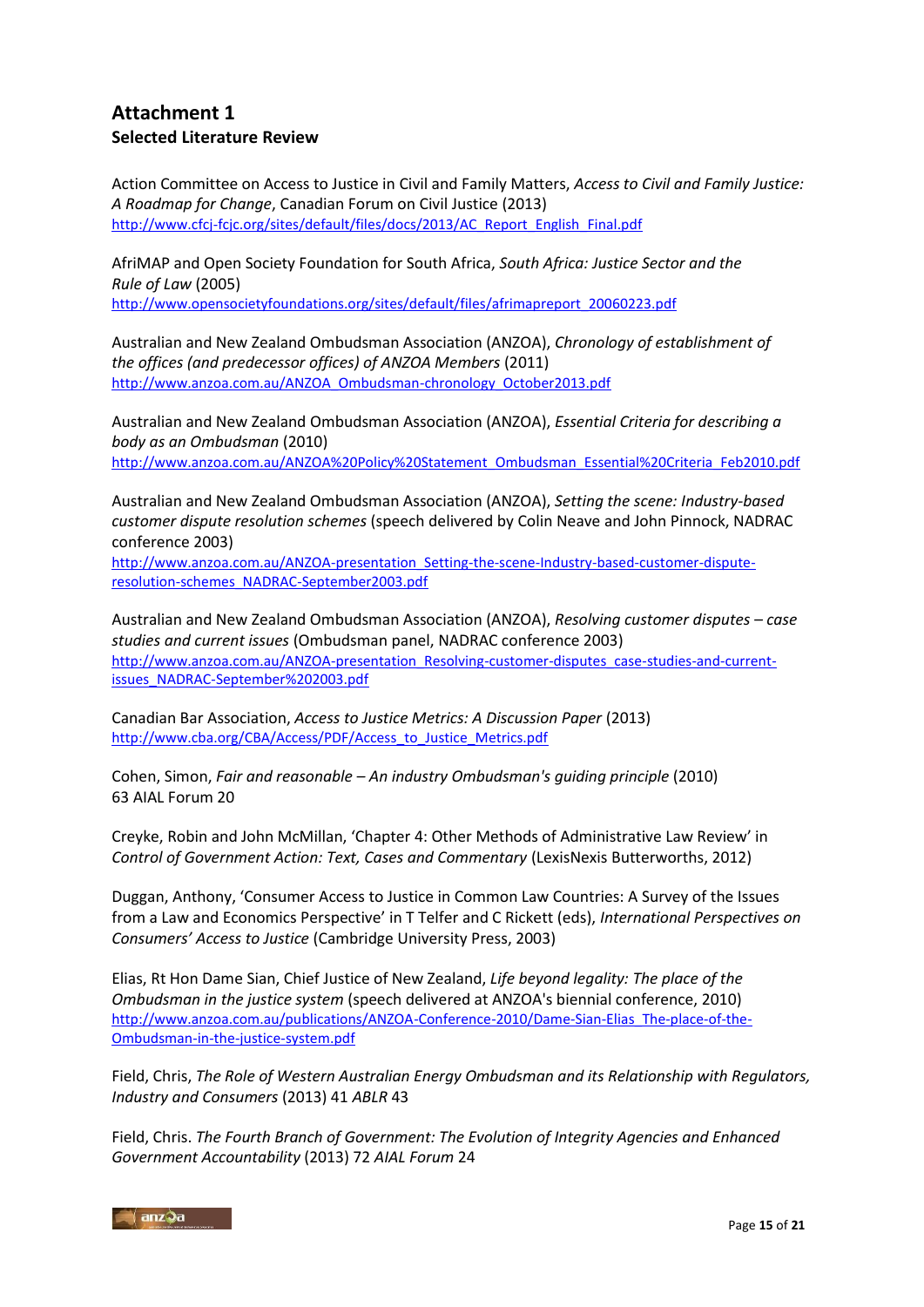# Attachment 1

**Selected Literature Review**

Action Committee on Access to Justice in Civil and Family Matters, *Access to Civil and Family Justice: A Roadmap for Change*, Canadian Forum on Civil Justice (2013)
http://www.cfcj-fcjc.org/sites/default/files/docs/2013/AC_Report_English_Final.pdf

AfriMAP and Open Society Foundation for South Africa, *South Africa: Justice Sector and the Rule of Law* (2005)
http://www.opensocietyfoundations.org/sites/default/files/afrimapreport_20060223.pdf

Australian and New Zealand Ombudsman Association (ANZOA), *Chronology of establishment of the offices (and predecessor offices) of ANZOA Members* (2011)
http://www.anzoa.com.au/ANZOA_Ombudsman-chronology_October2013.pdf

Australian and New Zealand Ombudsman Association (ANZOA), *Essential Criteria for describing a body as an Ombudsman* (2010)
http://www.anzoa.com.au/ANZOA%20Policy%20Statement_Ombudsman_Essential%20Criteria_Feb2010.pdf

Australian and New Zealand Ombudsman Association (ANZOA), *Setting the scene: Industry-based customer dispute resolution schemes* (speech delivered by Colin Neave and John Pinnock, NADRAC conference 2003)
http://www.anzoa.com.au/ANZOA-presentation_Setting-the-scene-Industry-based-customer-dispute-resolution-schemes_NADRAC-September2003.pdf

Australian and New Zealand Ombudsman Association (ANZOA), *Resolving customer disputes – case studies and current issues* (Ombudsman panel, NADRAC conference 2003)
http://www.anzoa.com.au/ANZOA-presentation_Resolving-customer-disputes_case-studies-and-current-issues_NADRAC-September%202003.pdf

Canadian Bar Association, *Access to Justice Metrics: A Discussion Paper* (2013)
http://www.cba.org/CBA/Access/PDF/Access_to_Justice_Metrics.pdf

Cohen, Simon, *Fair and reasonable – An industry Ombudsman's guiding principle* (2010) 63 AIAL Forum 20

Creyke, Robin and John McMillan, 'Chapter 4: Other Methods of Administrative Law Review' in *Control of Government Action: Text, Cases and Commentary* (LexisNexis Butterworths, 2012)

Duggan, Anthony, 'Consumer Access to Justice in Common Law Countries: A Survey of the Issues from a Law and Economics Perspective' in T Telfer and C Rickett (eds), *International Perspectives on Consumers' Access to Justice* (Cambridge University Press, 2003)

Elias, Rt Hon Dame Sian, Chief Justice of New Zealand, *Life beyond legality: The place of the Ombudsman in the justice system* (speech delivered at ANZOA's biennial conference, 2010)
http://www.anzoa.com.au/publications/ANZOA-Conference-2010/Dame-Sian-Elias_The-place-of-the-Ombudsman-in-the-justice-system.pdf

Field, Chris, *The Role of Western Australian Energy Ombudsman and its Relationship with Regulators, Industry and Consumers* (2013) 41 *ABLR* 43

Field, Chris. *The Fourth Branch of Government: The Evolution of Integrity Agencies and Enhanced Government Accountability* (2013) 72 *AIAL Forum* 24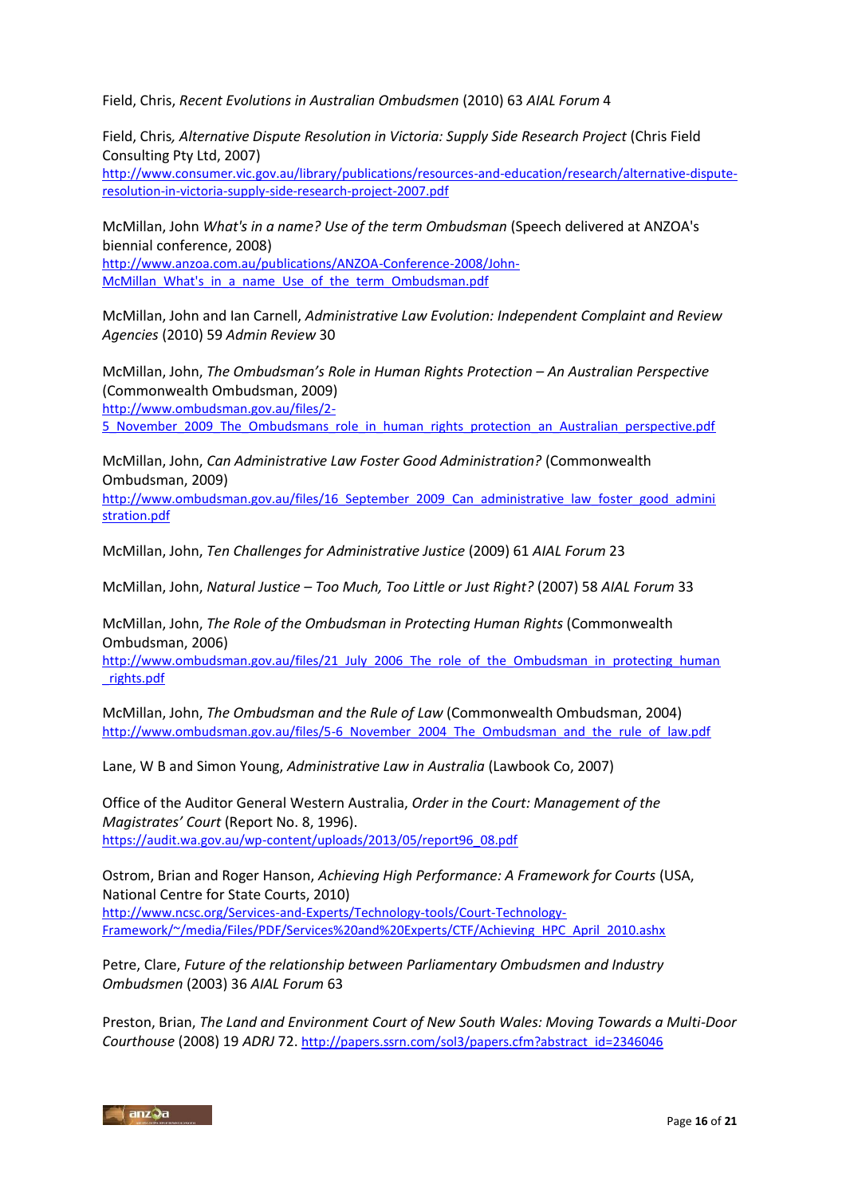Field, Chris, *Recent Evolutions in Australian Ombudsmen* (2010) 63 *AIAL Forum* 4

Field, Chris, *Alternative Dispute Resolution in Victoria: Supply Side Research Project* (Chris Field Consulting Pty Ltd, 2007)
http://www.consumer.vic.gov.au/library/publications/resources-and-education/research/alternative-dispute-resolution-in-victoria-supply-side-research-project-2007.pdf

McMillan, John *What's in a name? Use of the term Ombudsman* (Speech delivered at ANZOA's biennial conference, 2008)
http://www.anzoa.com.au/publications/ANZOA-Conference-2008/John-McMillan_What's_in_a_name_Use_of_the_term_Ombudsman.pdf

McMillan, John and Ian Carnell, *Administrative Law Evolution: Independent Complaint and Review Agencies* (2010) 59 *Admin Review* 30

McMillan, John, *The Ombudsman's Role in Human Rights Protection – An Australian Perspective* (Commonwealth Ombudsman, 2009)
http://www.ombudsman.gov.au/files/2-5_November_2009_The_Ombudsmans_role_in_human_rights_protection_an_Australian_perspective.pdf

McMillan, John, *Can Administrative Law Foster Good Administration?* (Commonwealth Ombudsman, 2009)
http://www.ombudsman.gov.au/files/16_September_2009_Can_administrative_law_foster_good_administration.pdf

McMillan, John, *Ten Challenges for Administrative Justice* (2009) 61 *AIAL Forum* 23

McMillan, John, *Natural Justice – Too Much, Too Little or Just Right?* (2007) 58 *AIAL Forum* 33

McMillan, John, *The Role of the Ombudsman in Protecting Human Rights* (Commonwealth Ombudsman, 2006)
http://www.ombudsman.gov.au/files/21_July_2006_The_role_of_the_Ombudsman_in_protecting_human_rights.pdf

McMillan, John, *The Ombudsman and the Rule of Law* (Commonwealth Ombudsman, 2004)
http://www.ombudsman.gov.au/files/5-6_November_2004_The_Ombudsman_and_the_rule_of_law.pdf

Lane, W B and Simon Young, *Administrative Law in Australia* (Lawbook Co, 2007)

Office of the Auditor General Western Australia, *Order in the Court: Management of the Magistrates' Court* (Report No. 8, 1996).
https://audit.wa.gov.au/wp-content/uploads/2013/05/report96_08.pdf

Ostrom, Brian and Roger Hanson, *Achieving High Performance: A Framework for Courts* (USA, National Centre for State Courts, 2010)
http://www.ncsc.org/Services-and-Experts/Technology-tools/Court-Technology-Framework/~/media/Files/PDF/Services%20and%20Experts/CTF/Achieving_HPC_April_2010.ashx

Petre, Clare, *Future of the relationship between Parliamentary Ombudsmen and Industry Ombudsmen* (2003) 36 *AIAL Forum* 63

Preston, Brian, *The Land and Environment Court of New South Wales: Moving Towards a Multi-Door Courthouse* (2008) 19 *ADRJ* 72. http://papers.ssrn.com/sol3/papers.cfm?abstract_id=2346046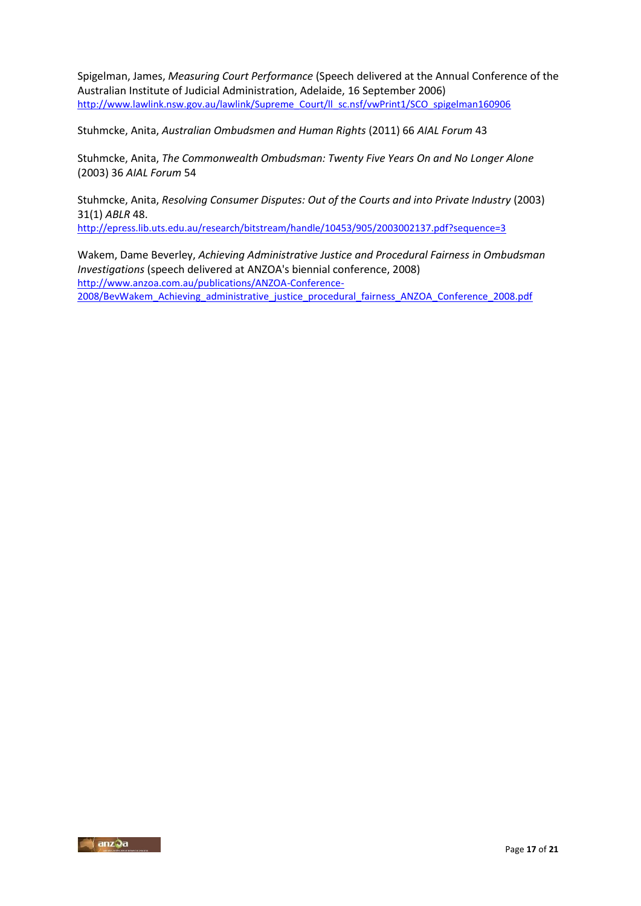Spigelman, James, *Measuring Court Performance* (Speech delivered at the Annual Conference of the Australian Institute of Judicial Administration, Adelaide, 16 September 2006) http://www.lawlink.nsw.gov.au/lawlink/Supreme_Court/ll_sc.nsf/vwPrint1/SCO_spigelman160906

Stuhmcke, Anita, *Australian Ombudsmen and Human Rights* (2011) 66 *AIAL Forum* 43

Stuhmcke, Anita, *The Commonwealth Ombudsman: Twenty Five Years On and No Longer Alone* (2003) 36 *AIAL Forum* 54

Stuhmcke, Anita, *Resolving Consumer Disputes: Out of the Courts and into Private Industry* (2003) 31(1) *ABLR* 48. http://epress.lib.uts.edu.au/research/bitstream/handle/10453/905/2003002137.pdf?sequence=3

Wakem, Dame Beverley, *Achieving Administrative Justice and Procedural Fairness in Ombudsman Investigations* (speech delivered at ANZOA's biennial conference, 2008) http://www.anzoa.com.au/publications/ANZOA-Conference-2008/BevWakem_Achieving_administrative_justice_procedural_fairness_ANZOA_Conference_2008.pdf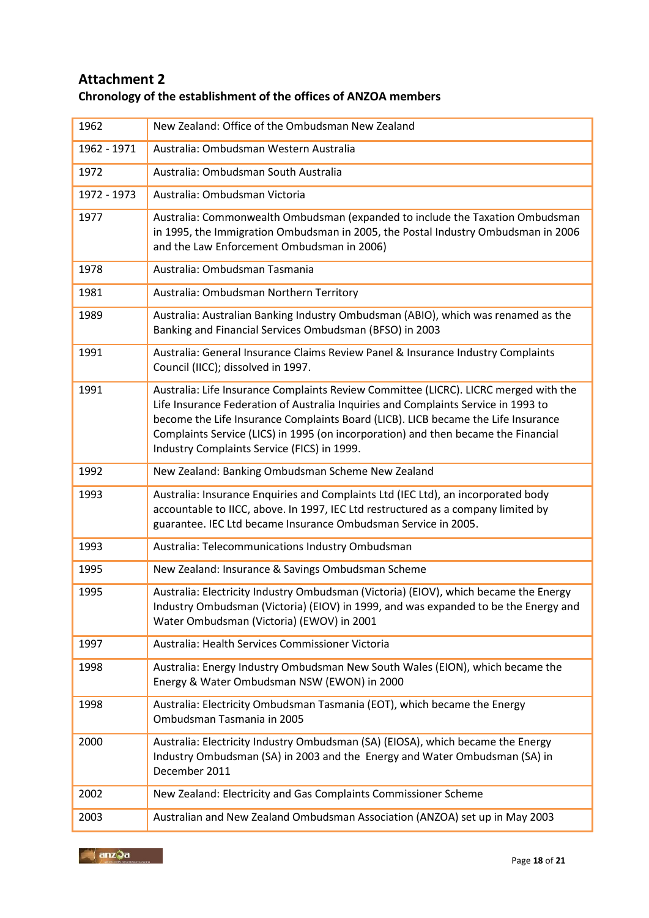## Attachment 2

### Chronology of the establishment of the offices of ANZOA members

| | |
|---|---|
| 1962 | New Zealand: Office of the Ombudsman New Zealand |
| 1962 - 1971 | Australia: Ombudsman Western Australia |
| 1972 | Australia: Ombudsman South Australia |
| 1972 - 1973 | Australia: Ombudsman Victoria |
| 1977 | Australia: Commonwealth Ombudsman (expanded to include the Taxation Ombudsman in 1995, the Immigration Ombudsman in 2005, the Postal Industry Ombudsman in 2006 and the Law Enforcement Ombudsman in 2006) |
| 1978 | Australia: Ombudsman Tasmania |
| 1981 | Australia: Ombudsman Northern Territory |
| 1989 | Australia: Australian Banking Industry Ombudsman (ABIO), which was renamed as the Banking and Financial Services Ombudsman (BFSO) in 2003 |
| 1991 | Australia: General Insurance Claims Review Panel & Insurance Industry Complaints Council (IICC); dissolved in 1997. |
| 1991 | Australia: Life Insurance Complaints Review Committee (LICRC). LICRC merged with the Life Insurance Federation of Australia Inquiries and Complaints Service in 1993 to become the Life Insurance Complaints Board (LICB). LICB became the Life Insurance Complaints Service (LICS) in 1995 (on incorporation) and then became the Financial Industry Complaints Service (FICS) in 1999. |
| 1992 | New Zealand: Banking Ombudsman Scheme New Zealand |
| 1993 | Australia: Insurance Enquiries and Complaints Ltd (IEC Ltd), an incorporated body accountable to IICC, above. In 1997, IEC Ltd restructured as a company limited by guarantee. IEC Ltd became Insurance Ombudsman Service in 2005. |
| 1993 | Australia: Telecommunications Industry Ombudsman |
| 1995 | New Zealand: Insurance & Savings Ombudsman Scheme |
| 1995 | Australia: Electricity Industry Ombudsman (Victoria) (EIOV), which became the Energy Industry Ombudsman (Victoria) (EIOV) in 1999, and was expanded to be the Energy and Water Ombudsman (Victoria) (EWOV) in 2001 |
| 1997 | Australia: Health Services Commissioner Victoria |
| 1998 | Australia: Energy Industry Ombudsman New South Wales (EION), which became the Energy & Water Ombudsman NSW (EWON) in 2000 |
| 1998 | Australia: Electricity Ombudsman Tasmania (EOT), which became the Energy Ombudsman Tasmania in 2005 |
| 2000 | Australia: Electricity Industry Ombudsman (SA) (EIOSA), which became the Energy Industry Ombudsman (SA) in 2003 and the Energy and Water Ombudsman (SA) in December 2011 |
| 2002 | New Zealand: Electricity and Gas Complaints Commissioner Scheme |
| 2003 | Australian and New Zealand Ombudsman Association (ANZOA) set up in May 2003 |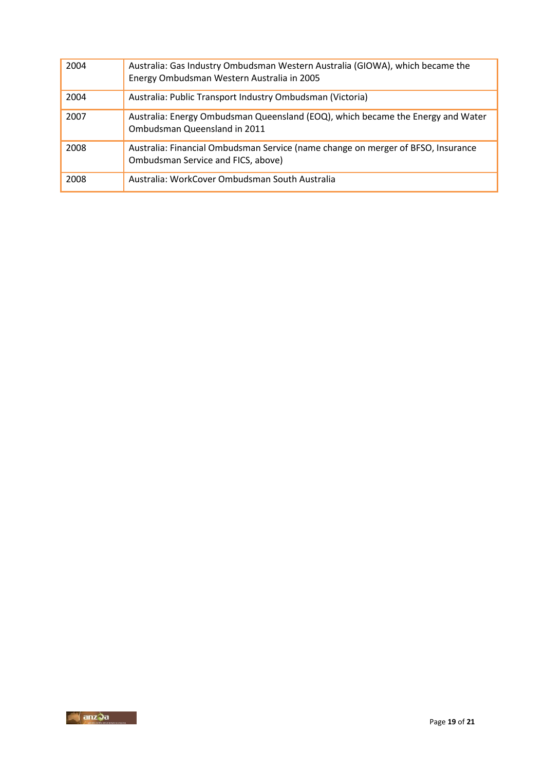| | |
|---|---|
| 2004 | Australia: Gas Industry Ombudsman Western Australia (GIOWA), which became the Energy Ombudsman Western Australia in 2005 |
| 2004 | Australia: Public Transport Industry Ombudsman (Victoria) |
| 2007 | Australia: Energy Ombudsman Queensland (EOQ), which became the Energy and Water Ombudsman Queensland in 2011 |
| 2008 | Australia: Financial Ombudsman Service (name change on merger of BFSO, Insurance Ombudsman Service and FICS, above) |
| 2008 | Australia: WorkCover Ombudsman South Australia |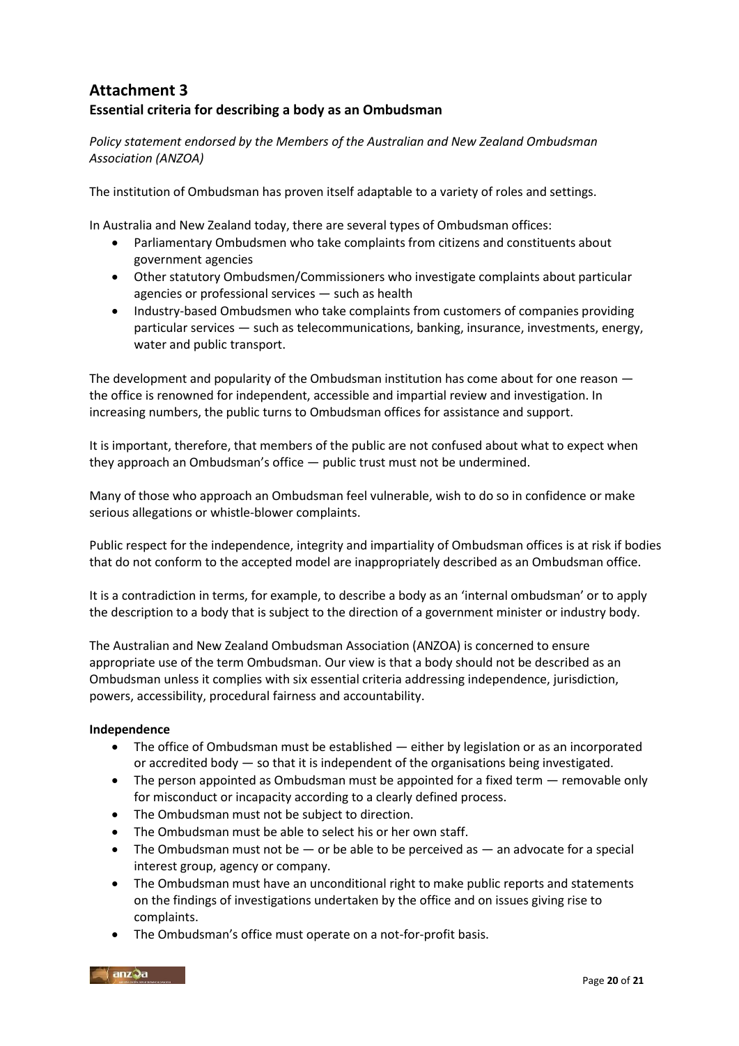## Attachment 3

### Essential criteria for describing a body as an Ombudsman

*Policy statement endorsed by the Members of the Australian and New Zealand Ombudsman Association (ANZOA)*

The institution of Ombudsman has proven itself adaptable to a variety of roles and settings.

In Australia and New Zealand today, there are several types of Ombudsman offices:

- Parliamentary Ombudsmen who take complaints from citizens and constituents about government agencies
- Other statutory Ombudsmen/Commissioners who investigate complaints about particular agencies or professional services — such as health
- Industry-based Ombudsmen who take complaints from customers of companies providing particular services — such as telecommunications, banking, insurance, investments, energy, water and public transport.

The development and popularity of the Ombudsman institution has come about for one reason — the office is renowned for independent, accessible and impartial review and investigation. In increasing numbers, the public turns to Ombudsman offices for assistance and support.

It is important, therefore, that members of the public are not confused about what to expect when they approach an Ombudsman's office — public trust must not be undermined.

Many of those who approach an Ombudsman feel vulnerable, wish to do so in confidence or make serious allegations or whistle-blower complaints.

Public respect for the independence, integrity and impartiality of Ombudsman offices is at risk if bodies that do not conform to the accepted model are inappropriately described as an Ombudsman office.

It is a contradiction in terms, for example, to describe a body as an 'internal ombudsman' or to apply the description to a body that is subject to the direction of a government minister or industry body.

The Australian and New Zealand Ombudsman Association (ANZOA) is concerned to ensure appropriate use of the term Ombudsman. Our view is that a body should not be described as an Ombudsman unless it complies with six essential criteria addressing independence, jurisdiction, powers, accessibility, procedural fairness and accountability.

**Independence**

- The office of Ombudsman must be established — either by legislation or as an incorporated or accredited body — so that it is independent of the organisations being investigated.
- The person appointed as Ombudsman must be appointed for a fixed term — removable only for misconduct or incapacity according to a clearly defined process.
- The Ombudsman must not be subject to direction.
- The Ombudsman must be able to select his or her own staff.
- The Ombudsman must not be — or be able to be perceived as — an advocate for a special interest group, agency or company.
- The Ombudsman must have an unconditional right to make public reports and statements on the findings of investigations undertaken by the office and on issues giving rise to complaints.
- The Ombudsman's office must operate on a not-for-profit basis.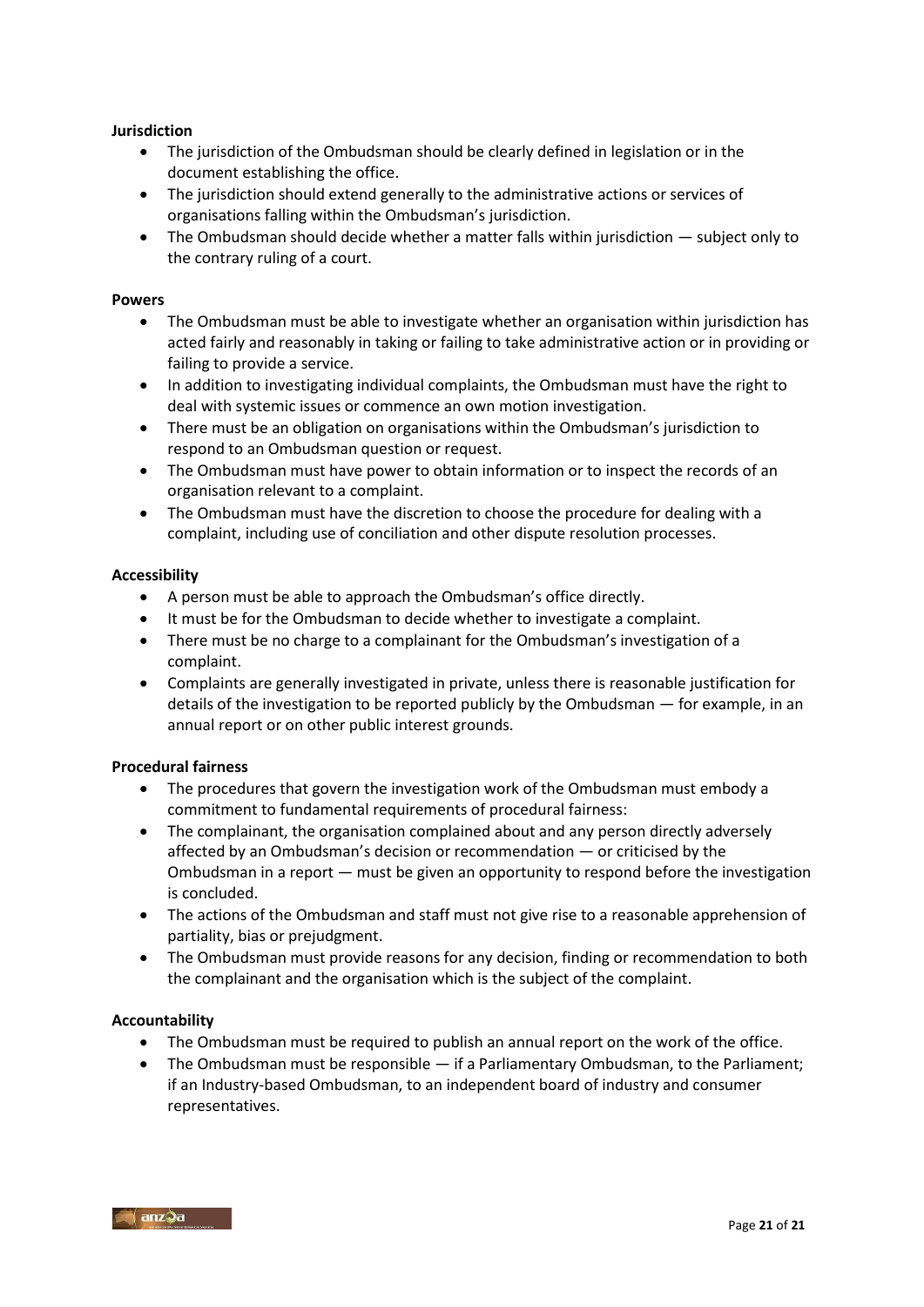**Jurisdiction**

- The jurisdiction of the Ombudsman should be clearly defined in legislation or in the document establishing the office.
- The jurisdiction should extend generally to the administrative actions or services of organisations falling within the Ombudsman's jurisdiction.
- The Ombudsman should decide whether a matter falls within jurisdiction — subject only to the contrary ruling of a court.

**Powers**

- The Ombudsman must be able to investigate whether an organisation within jurisdiction has acted fairly and reasonably in taking or failing to take administrative action or in providing or failing to provide a service.
- In addition to investigating individual complaints, the Ombudsman must have the right to deal with systemic issues or commence an own motion investigation.
- There must be an obligation on organisations within the Ombudsman's jurisdiction to respond to an Ombudsman question or request.
- The Ombudsman must have power to obtain information or to inspect the records of an organisation relevant to a complaint.
- The Ombudsman must have the discretion to choose the procedure for dealing with a complaint, including use of conciliation and other dispute resolution processes.

**Accessibility**

- A person must be able to approach the Ombudsman's office directly.
- It must be for the Ombudsman to decide whether to investigate a complaint.
- There must be no charge to a complainant for the Ombudsman's investigation of a complaint.
- Complaints are generally investigated in private, unless there is reasonable justification for details of the investigation to be reported publicly by the Ombudsman — for example, in an annual report or on other public interest grounds.

**Procedural fairness**

- The procedures that govern the investigation work of the Ombudsman must embody a commitment to fundamental requirements of procedural fairness:
- The complainant, the organisation complained about and any person directly adversely affected by an Ombudsman's decision or recommendation — or criticised by the Ombudsman in a report — must be given an opportunity to respond before the investigation is concluded.
- The actions of the Ombudsman and staff must not give rise to a reasonable apprehension of partiality, bias or prejudgment.
- The Ombudsman must provide reasons for any decision, finding or recommendation to both the complainant and the organisation which is the subject of the complaint.

**Accountability**

- The Ombudsman must be required to publish an annual report on the work of the office.
- The Ombudsman must be responsible — if a Parliamentary Ombudsman, to the Parliament; if an Industry-based Ombudsman, to an independent board of industry and consumer representatives.